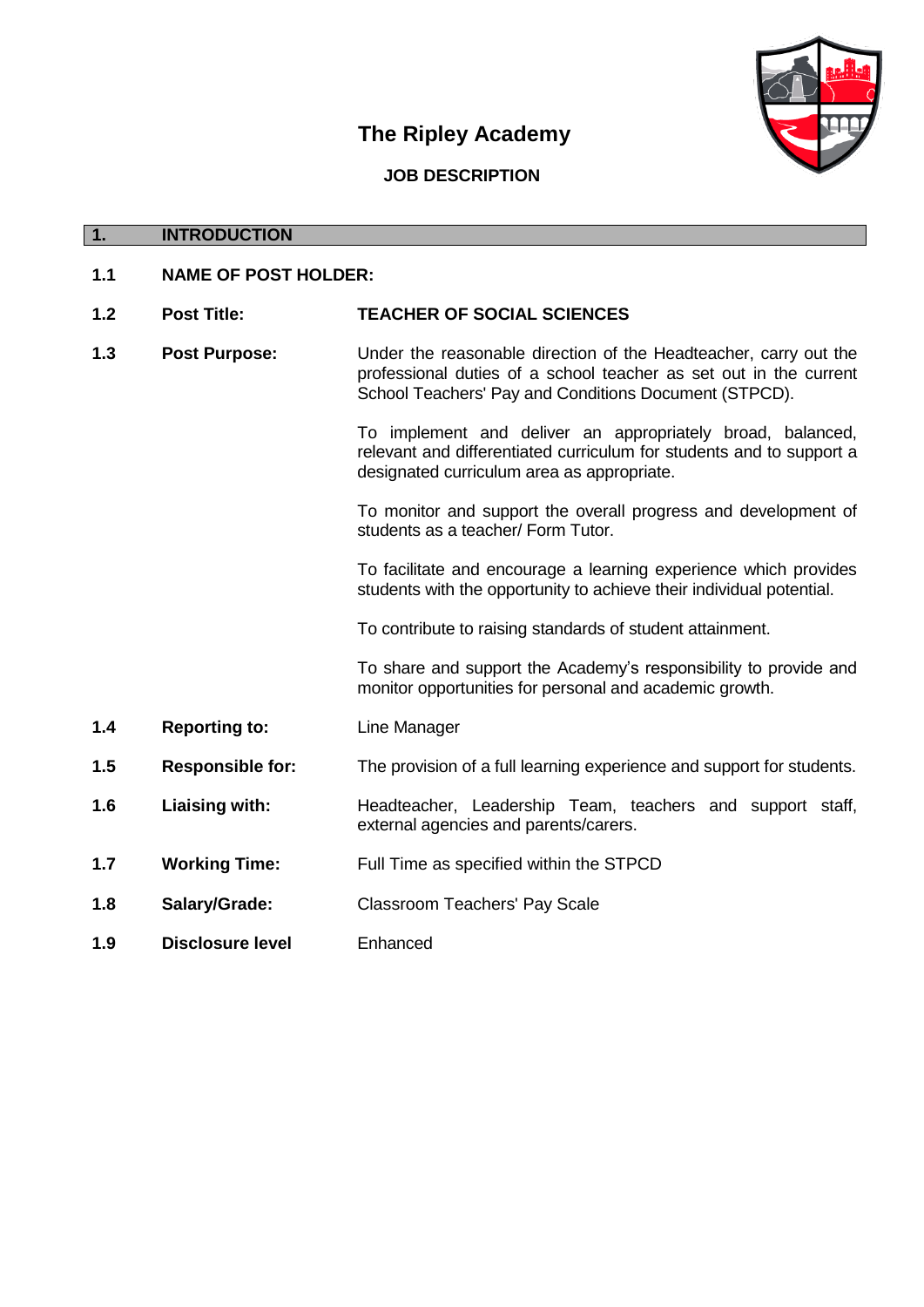# The Ripley Academy

## JOB DESCRIPTION

| 1. | INTRODUCTION |
|---|---|

**1.1 NAME OF POST HOLDER:**

| | | |
|---|---|---|
| **1.2** | **Post Title:** | **TEACHER OF SOCIAL SCIENCES** |
| **1.3** | **Post Purpose:** | Under the reasonable direction of the Headteacher, carry out the professional duties of a school teacher as set out in the current School Teachers' Pay and Conditions Document (STPCD).<br><br>To implement and deliver an appropriately broad, balanced, relevant and differentiated curriculum for students and to support a designated curriculum area as appropriate.<br><br>To monitor and support the overall progress and development of students as a teacher/ Form Tutor.<br><br>To facilitate and encourage a learning experience which provides students with the opportunity to achieve their individual potential.<br><br>To contribute to raising standards of student attainment.<br><br>To share and support the Academy's responsibility to provide and monitor opportunities for personal and academic growth. |
| **1.4** | **Reporting to:** | Line Manager |
| **1.5** | **Responsible for:** | The provision of a full learning experience and support for students. |
| **1.6** | **Liaising with:** | Headteacher, Leadership Team, teachers and support staff, external agencies and parents/carers. |
| **1.7** | **Working Time:** | Full Time as specified within the STPCD |
| **1.8** | **Salary/Grade:** | Classroom Teachers' Pay Scale |
| **1.9** | **Disclosure level** | Enhanced |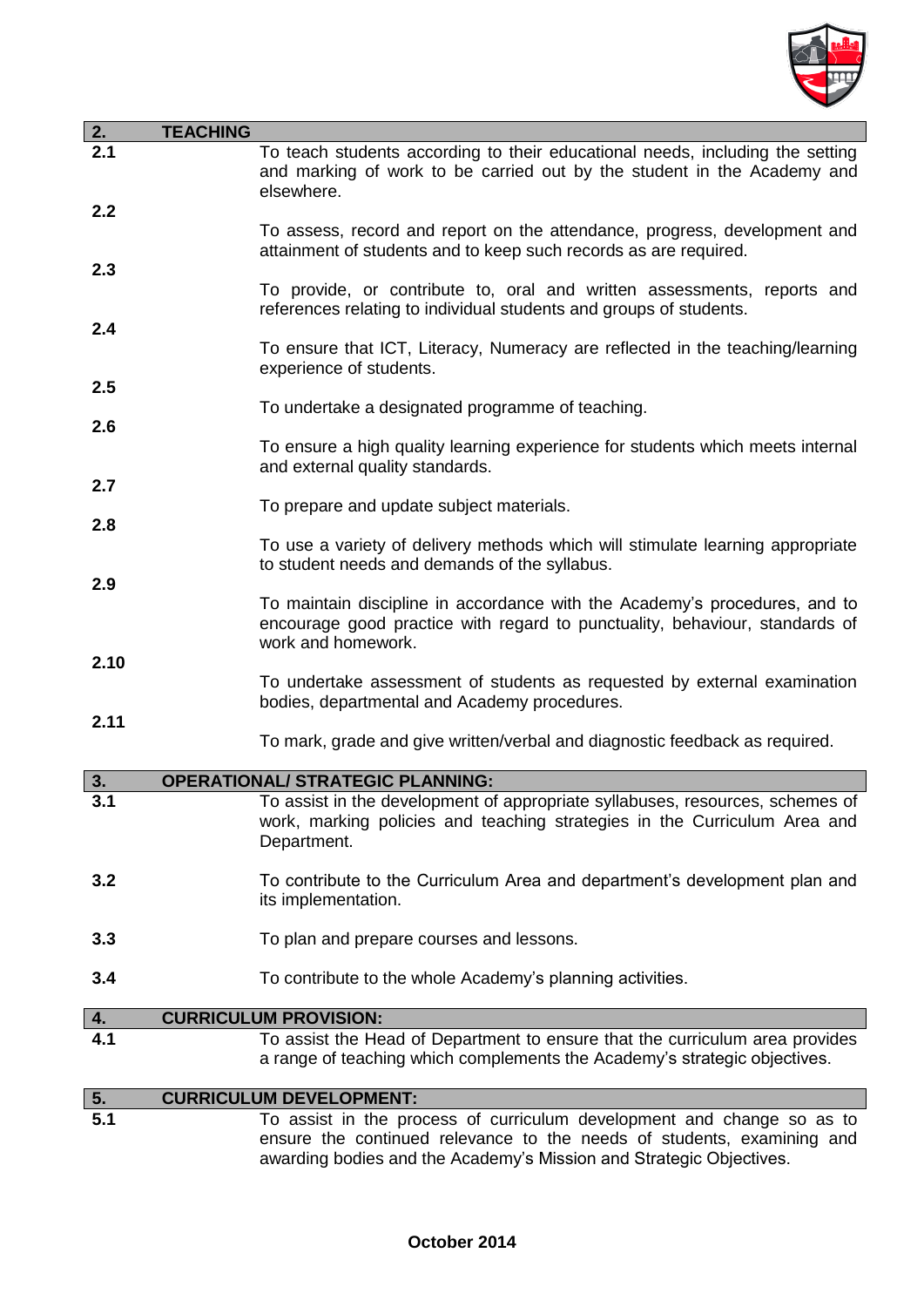## 2. TEACHING

**2.1** To teach students according to their educational needs, including the setting and marking of work to be carried out by the student in the Academy and elsewhere.

**2.2** To assess, record and report on the attendance, progress, development and attainment of students and to keep such records as are required.

**2.3** To provide, or contribute to, oral and written assessments, reports and references relating to individual students and groups of students.

**2.4** To ensure that ICT, Literacy, Numeracy are reflected in the teaching/learning experience of students.

**2.5** To undertake a designated programme of teaching.

**2.6** To ensure a high quality learning experience for students which meets internal and external quality standards.

**2.7** To prepare and update subject materials.

**2.8** To use a variety of delivery methods which will stimulate learning appropriate to student needs and demands of the syllabus.

**2.9** To maintain discipline in accordance with the Academy's procedures, and to encourage good practice with regard to punctuality, behaviour, standards of work and homework.

**2.10** To undertake assessment of students as requested by external examination bodies, departmental and Academy procedures.

**2.11** To mark, grade and give written/verbal and diagnostic feedback as required.

## 3. OPERATIONAL/ STRATEGIC PLANNING:

**3.1** To assist in the development of appropriate syllabuses, resources, schemes of work, marking policies and teaching strategies in the Curriculum Area and Department.

**3.2** To contribute to the Curriculum Area and department's development plan and its implementation.

**3.3** To plan and prepare courses and lessons.

**3.4** To contribute to the whole Academy's planning activities.

## 4. CURRICULUM PROVISION:

**4.1** To assist the Head of Department to ensure that the curriculum area provides a range of teaching which complements the Academy's strategic objectives.

## 5. CURRICULUM DEVELOPMENT:

**5.1** To assist in the process of curriculum development and change so as to ensure the continued relevance to the needs of students, examining and awarding bodies and the Academy's Mission and Strategic Objectives.

**October 2014**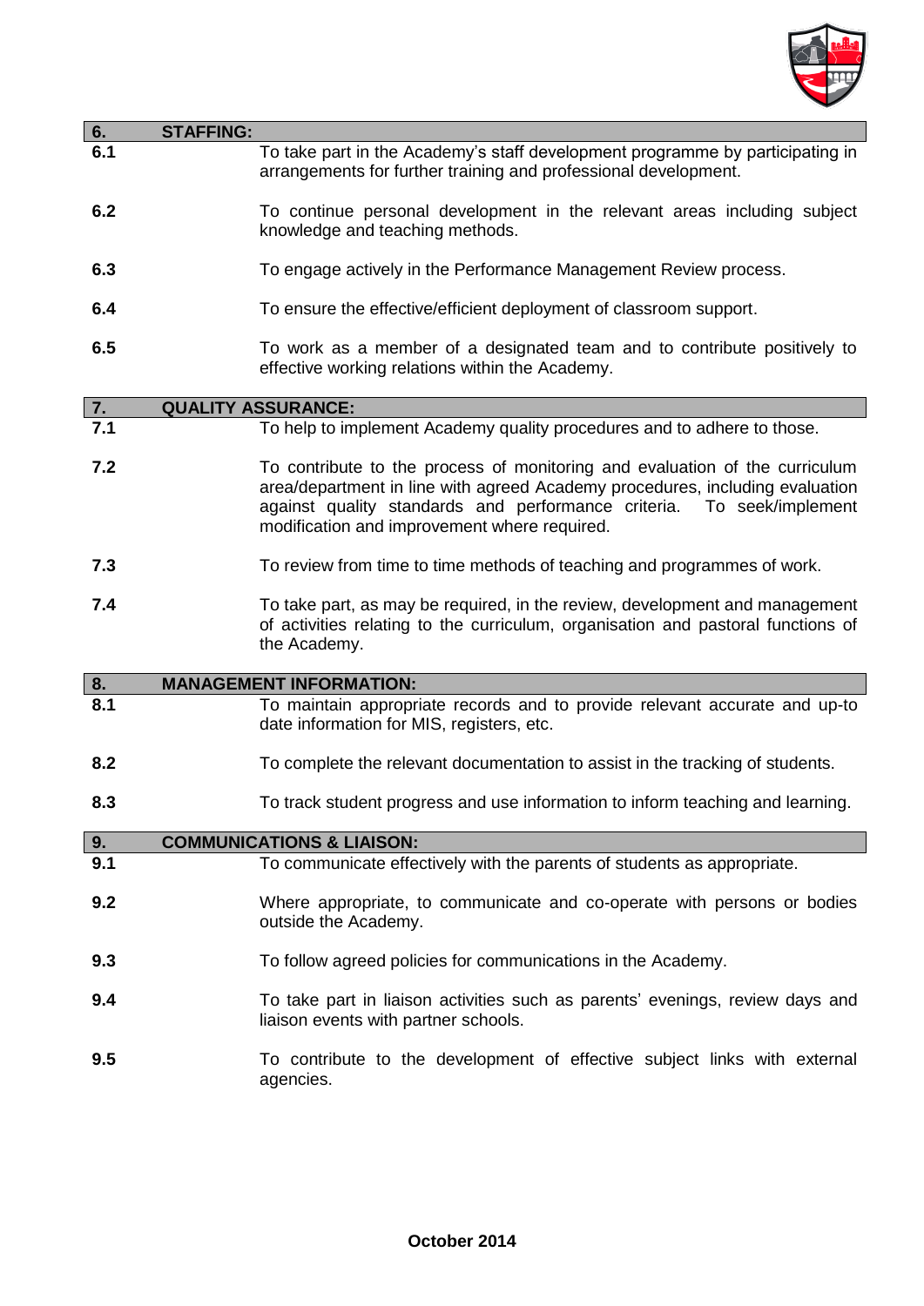## 6. STAFFING:

**6.1** To take part in the Academy's staff development programme by participating in arrangements for further training and professional development.

**6.2** To continue personal development in the relevant areas including subject knowledge and teaching methods.

**6.3** To engage actively in the Performance Management Review process.

**6.4** To ensure the effective/efficient deployment of classroom support.

**6.5** To work as a member of a designated team and to contribute positively to effective working relations within the Academy.

## 7. QUALITY ASSURANCE:

**7.1** To help to implement Academy quality procedures and to adhere to those.

**7.2** To contribute to the process of monitoring and evaluation of the curriculum area/department in line with agreed Academy procedures, including evaluation against quality standards and performance criteria. To seek/implement modification and improvement where required.

**7.3** To review from time to time methods of teaching and programmes of work.

**7.4** To take part, as may be required, in the review, development and management of activities relating to the curriculum, organisation and pastoral functions of the Academy.

## 8. MANAGEMENT INFORMATION:

**8.1** To maintain appropriate records and to provide relevant accurate and up-to date information for MIS, registers, etc.

**8.2** To complete the relevant documentation to assist in the tracking of students.

**8.3** To track student progress and use information to inform teaching and learning.

## 9. COMMUNICATIONS & LIAISON:

**9.1** To communicate effectively with the parents of students as appropriate.

**9.2** Where appropriate, to communicate and co-operate with persons or bodies outside the Academy.

**9.3** To follow agreed policies for communications in the Academy.

**9.4** To take part in liaison activities such as parents' evenings, review days and liaison events with partner schools.

**9.5** To contribute to the development of effective subject links with external agencies.

**October 2014**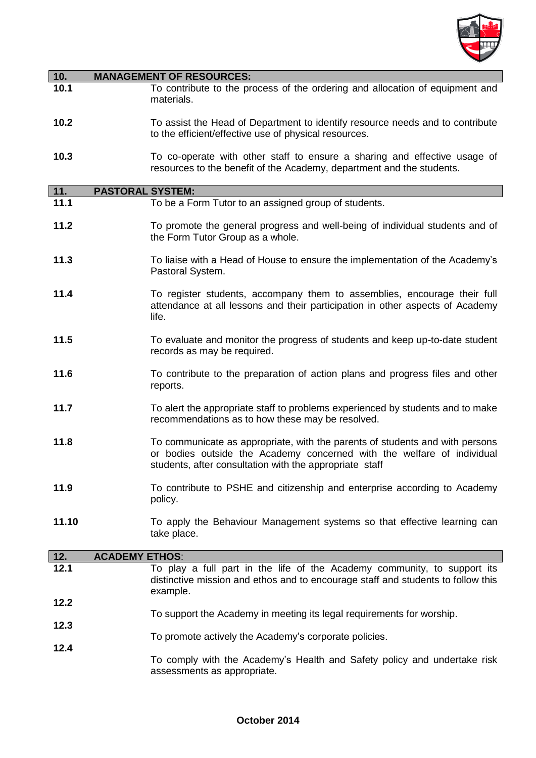## 10. MANAGEMENT OF RESOURCES:

**10.1** To contribute to the process of the ordering and allocation of equipment and materials.

**10.2** To assist the Head of Department to identify resource needs and to contribute to the efficient/effective use of physical resources.

**10.3** To co-operate with other staff to ensure a sharing and effective usage of resources to the benefit of the Academy, department and the students.

## 11. PASTORAL SYSTEM:

**11.1** To be a Form Tutor to an assigned group of students.

**11.2** To promote the general progress and well-being of individual students and of the Form Tutor Group as a whole.

**11.3** To liaise with a Head of House to ensure the implementation of the Academy's Pastoral System.

**11.4** To register students, accompany them to assemblies, encourage their full attendance at all lessons and their participation in other aspects of Academy life.

**11.5** To evaluate and monitor the progress of students and keep up-to-date student records as may be required.

**11.6** To contribute to the preparation of action plans and progress files and other reports.

**11.7** To alert the appropriate staff to problems experienced by students and to make recommendations as to how these may be resolved.

**11.8** To communicate as appropriate, with the parents of students and with persons or bodies outside the Academy concerned with the welfare of individual students, after consultation with the appropriate staff

**11.9** To contribute to PSHE and citizenship and enterprise according to Academy policy.

**11.10** To apply the Behaviour Management systems so that effective learning can take place.

## 12. ACADEMY ETHOS:

**12.1** To play a full part in the life of the Academy community, to support its distinctive mission and ethos and to encourage staff and students to follow this example.

**12.2** To support the Academy in meeting its legal requirements for worship.

**12.3** To promote actively the Academy's corporate policies.

**12.4** To comply with the Academy's Health and Safety policy and undertake risk assessments as appropriate.

**October 2014**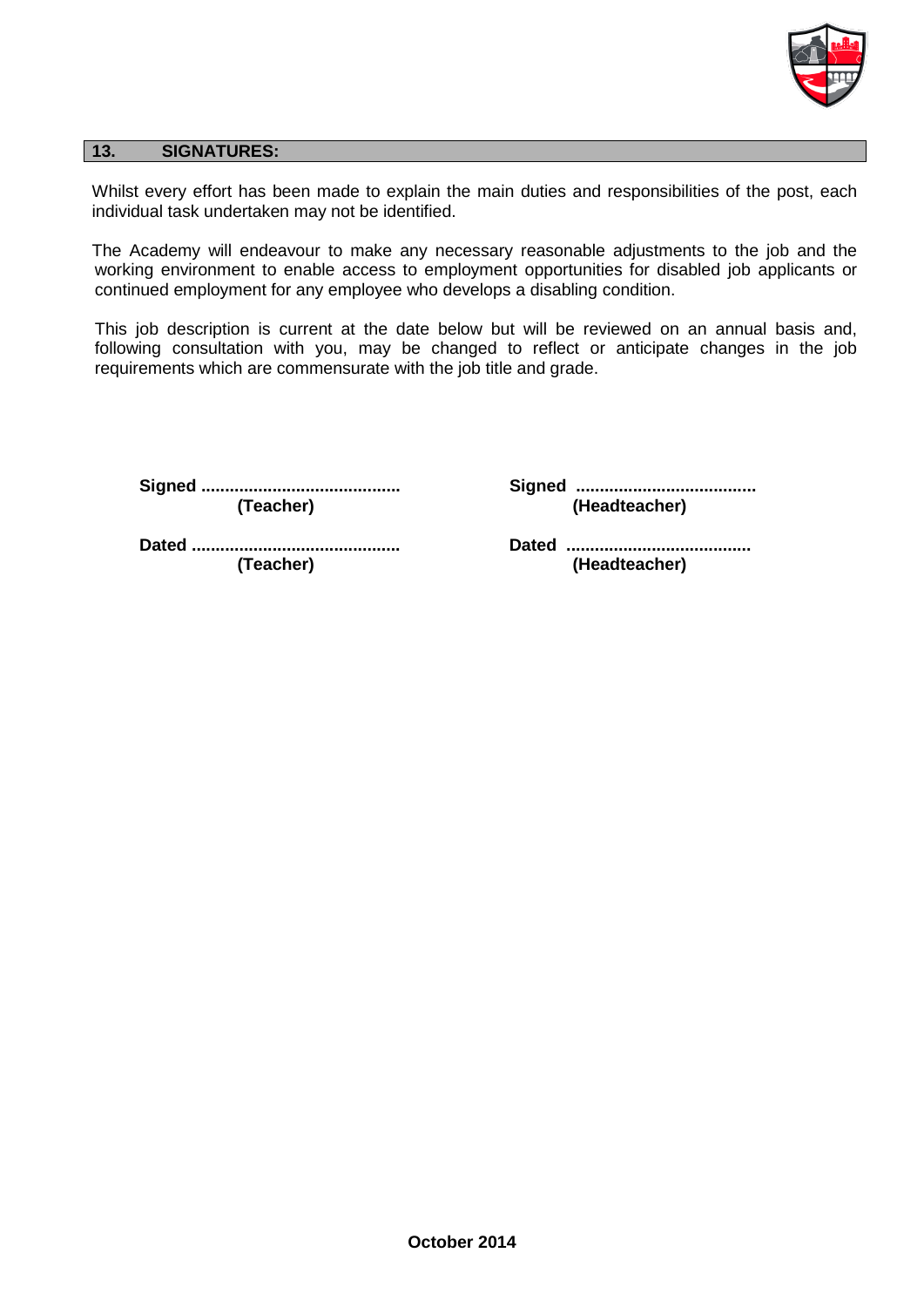## 13. SIGNATURES:

Whilst every effort has been made to explain the main duties and responsibilities of the post, each individual task undertaken may not be identified.

The Academy will endeavour to make any necessary reasonable adjustments to the job and the working environment to enable access to employment opportunities for disabled job applicants or continued employment for any employee who develops a disabling condition.

This job description is current at the date below but will be reviewed on an annual basis and, following consultation with you, may be changed to reflect or anticipate changes in the job requirements which are commensurate with the job title and grade.

**Signed ..........................................**
**(Teacher)**

**Signed ......................................**
**(Headteacher)**

**Dated ............................................**
**(Teacher)**

**Dated .......................................**
**(Headteacher)**

**October 2014**